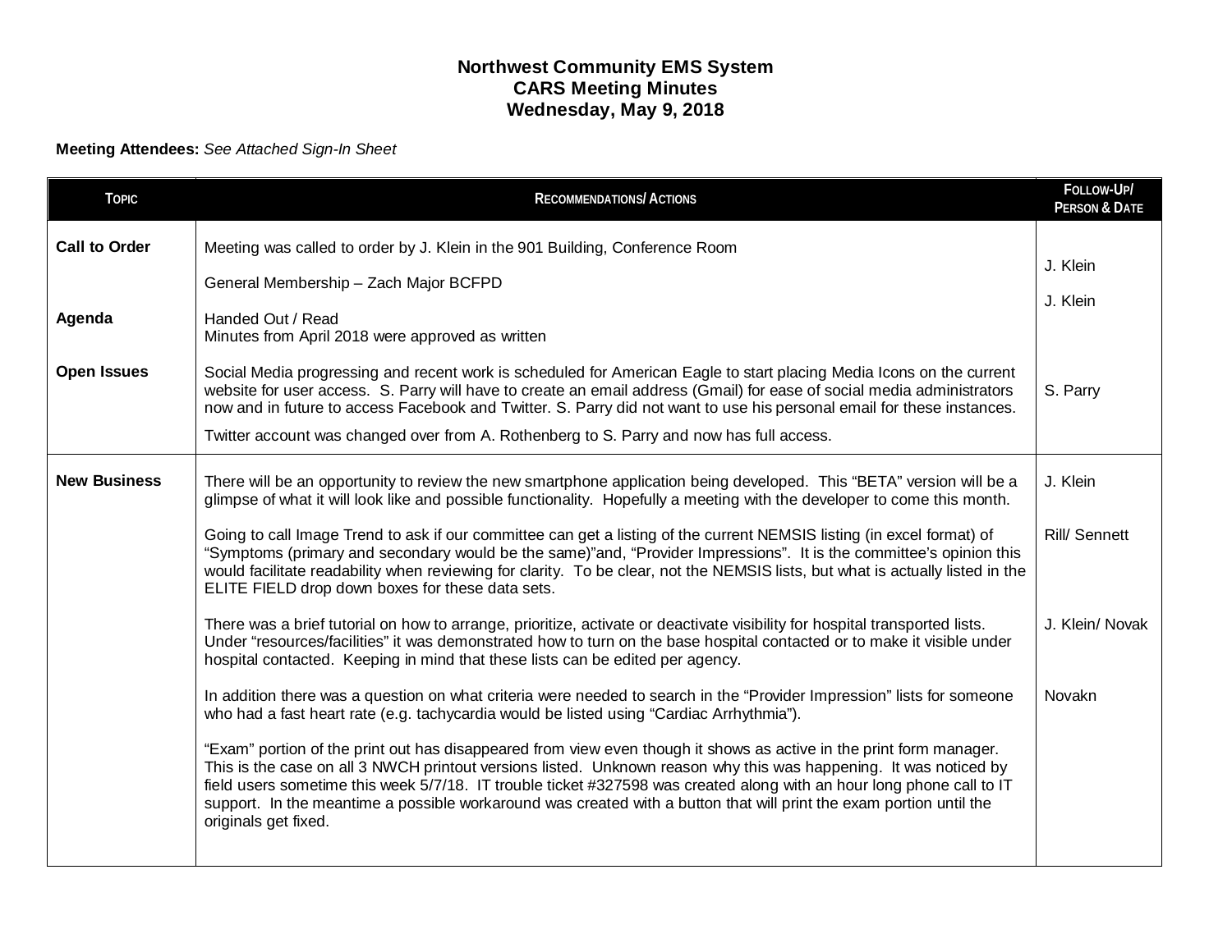# Northwest Community EMS System
## CARS Meeting Minutes
### Wednesday, May 9, 2018

**Meeting Attendees:** *See Attached Sign-In Sheet*

| Topic | Recommendations/ Actions | Follow-Up/ Person & Date |
|---|---|---|
| **Call to Order** | Meeting was called to order by J. Klein in the 901 Building, Conference Room<br><br>General Membership – Zach Major BCFPD | J. Klein<br><br>J. Klein |
| **Agenda** | Handed Out / Read<br>Minutes from April 2018 were approved as written | |
| **Open Issues** | Social Media progressing and recent work is scheduled for American Eagle to start placing Media Icons on the current website for user access. S. Parry will have to create an email address (Gmail) for ease of social media administrators now and in future to access Facebook and Twitter. S. Parry did not want to use his personal email for these instances.<br><br>Twitter account was changed over from A. Rothenberg to S. Parry and now has full access. | S. Parry |
| **New Business** | There will be an opportunity to review the new smartphone application being developed. This "BETA" version will be a glimpse of what it will look like and possible functionality. Hopefully a meeting with the developer to come this month. | J. Klein |
| | Going to call Image Trend to ask if our committee can get a listing of the current NEMSIS listing (in excel format) of "Symptoms (primary and secondary would be the same)"and, "Provider Impressions". It is the committee's opinion this would facilitate readability when reviewing for clarity. To be clear, not the NEMSIS lists, but what is actually listed in the ELITE FIELD drop down boxes for these data sets. | Rill/ Sennett |
| | There was a brief tutorial on how to arrange, prioritize, activate or deactivate visibility for hospital transported lists. Under "resources/facilities" it was demonstrated how to turn on the base hospital contacted or to make it visible under hospital contacted. Keeping in mind that these lists can be edited per agency. | J. Klein/ Novak |
| | In addition there was a question on what criteria were needed to search in the "Provider Impression" lists for someone who had a fast heart rate (e.g. tachycardia would be listed using "Cardiac Arrhythmia"). | Novakn |
| | "Exam" portion of the print out has disappeared from view even though it shows as active in the print form manager. This is the case on all 3 NWCH printout versions listed. Unknown reason why this was happening. It was noticed by field users sometime this week 5/7/18. IT trouble ticket #327598 was created along with an hour long phone call to IT support. In the meantime a possible workaround was created with a button that will print the exam portion until the originals get fixed. | |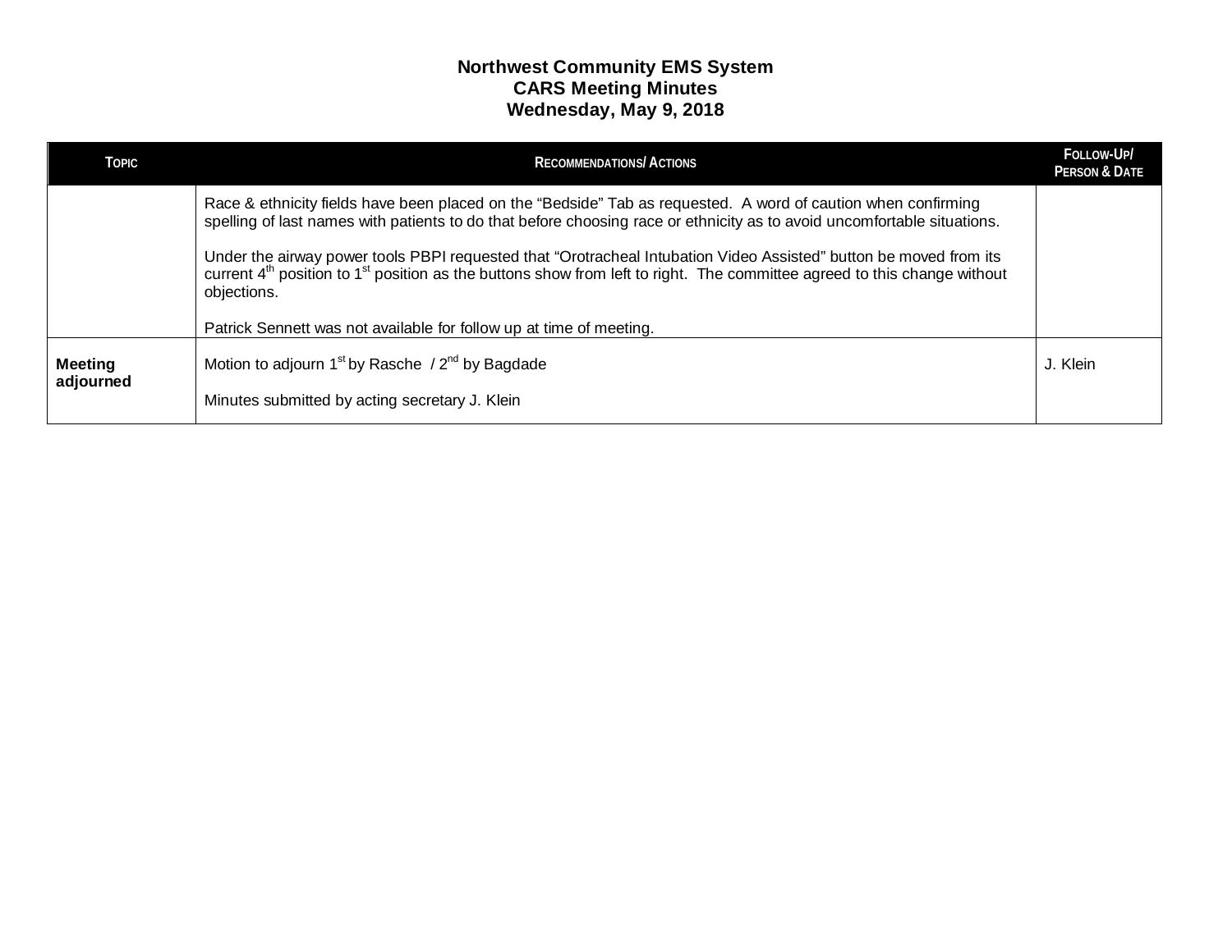**Northwest Community EMS System**
**CARS Meeting Minutes**
**Wednesday, May 9, 2018**

| TOPIC | RECOMMENDATIONS/ ACTIONS | FOLLOW-UP/ PERSON & DATE |
|---|---|---|
| | Race & ethnicity fields have been placed on the "Bedside" Tab as requested. A word of caution when confirming spelling of last names with patients to do that before choosing race or ethnicity as to avoid uncomfortable situations.<br><br>Under the airway power tools PBPI requested that "Orotracheal Intubation Video Assisted" button be moved from its current 4th position to 1st position as the buttons show from left to right. The committee agreed to this change without objections.<br><br>Patrick Sennett was not available for follow up at time of meeting. | |
| **Meeting adjourned** | Motion to adjourn 1st by Rasche / 2nd by Bagdade<br><br>Minutes submitted by acting secretary J. Klein | J. Klein |